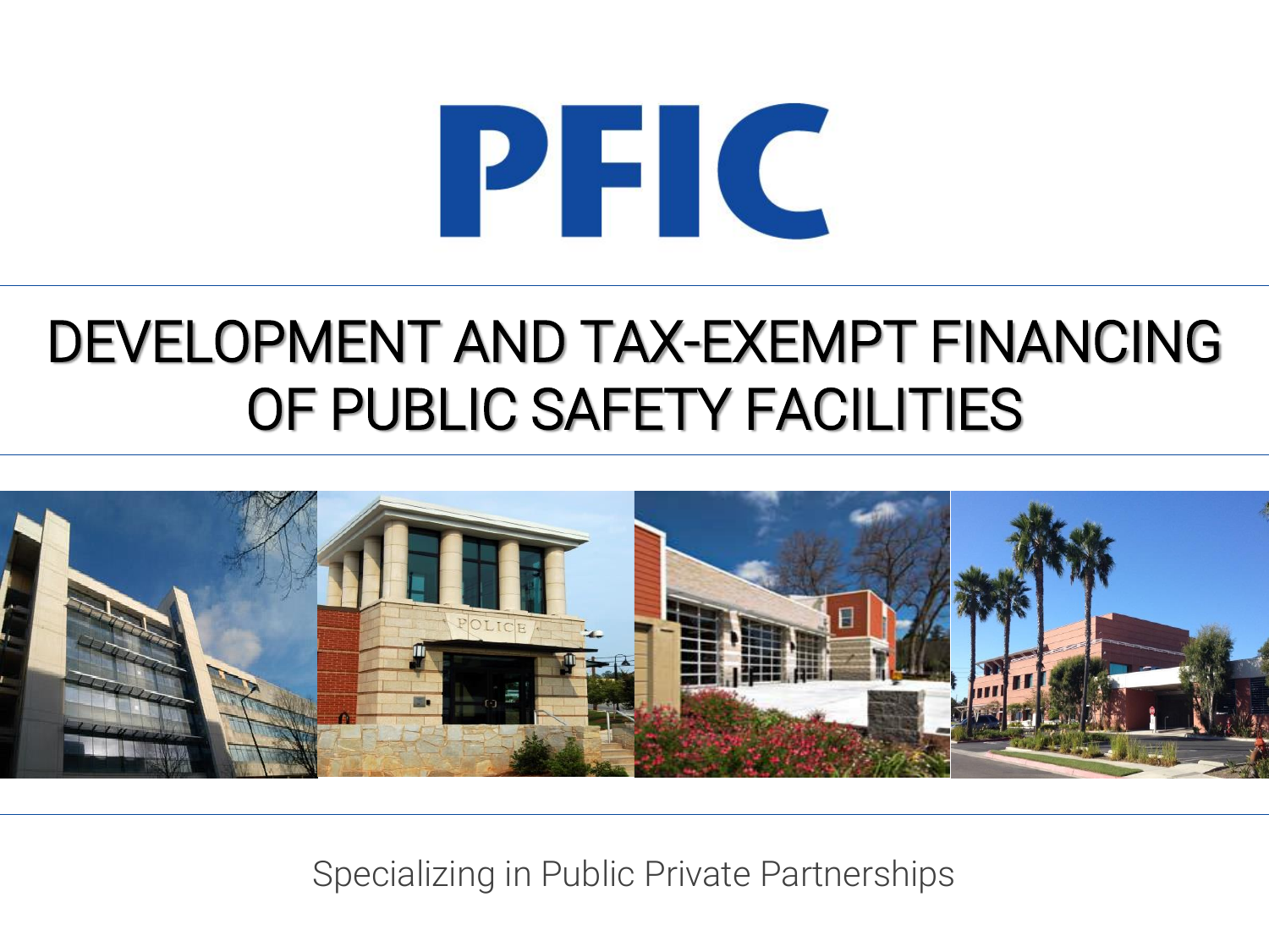# PFIC

## DEVELOPMENT AND TAX-EXEMPT FINANCING OF PUBLIC SAFETY FACILITIES

Specializing in Public Private Partnerships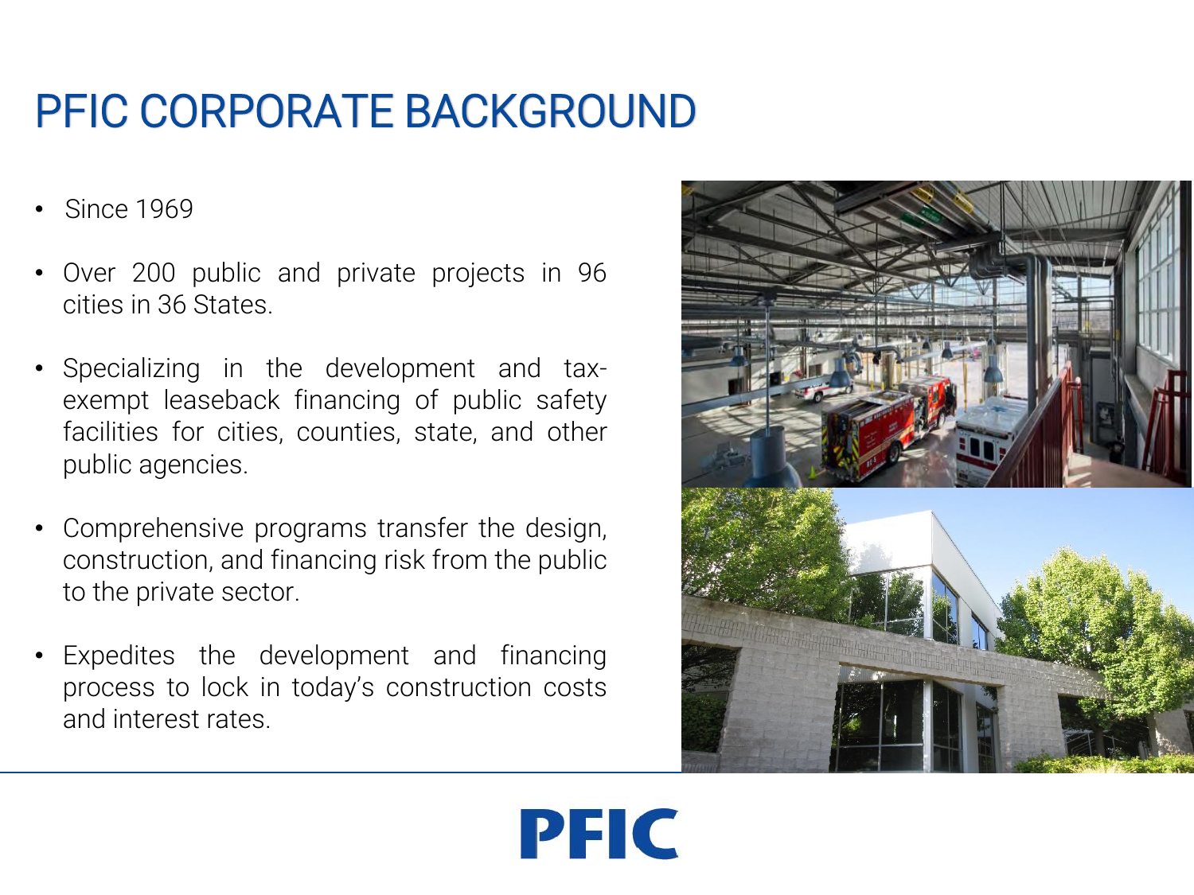# PFIC CORPORATE BACKGROUND

- Since 1969
- Over 200 public and private projects in 96 cities in 36 States.
- Specializing in the development and tax-exempt leaseback financing of public safety facilities for cities, counties, state, and other public agencies.
- Comprehensive programs transfer the design, construction, and financing risk from the public to the private sector.
- Expedites the development and financing process to lock in today's construction costs and interest rates.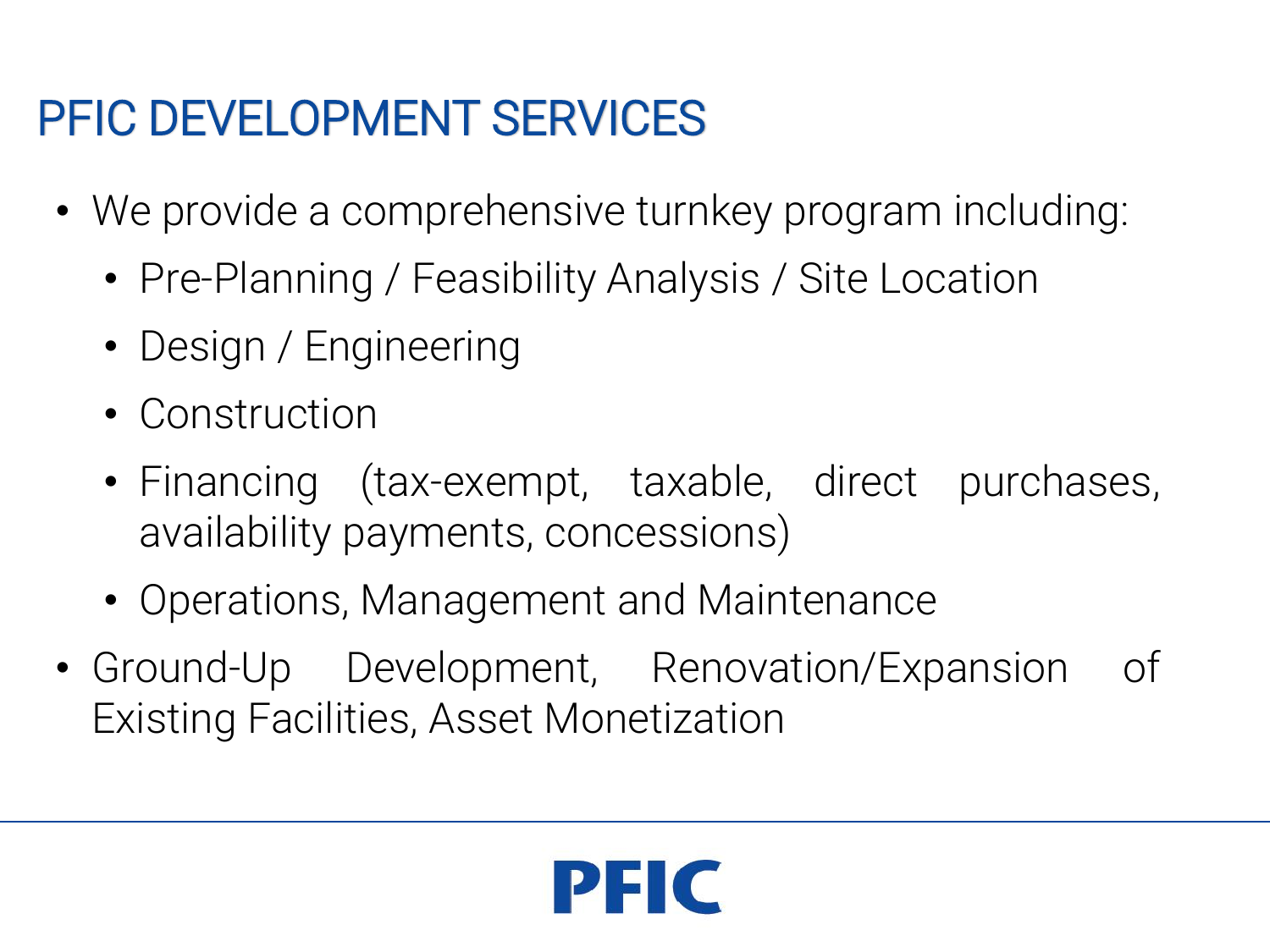# PFIC DEVELOPMENT SERVICES

- We provide a comprehensive turnkey program including:
  - Pre-Planning / Feasibility Analysis / Site Location
  - Design / Engineering
  - Construction
  - Financing (tax-exempt, taxable, direct purchases, availability payments, concessions)
  - Operations, Management and Maintenance
- Ground-Up Development, Renovation/Expansion of Existing Facilities, Asset Monetization

PFIC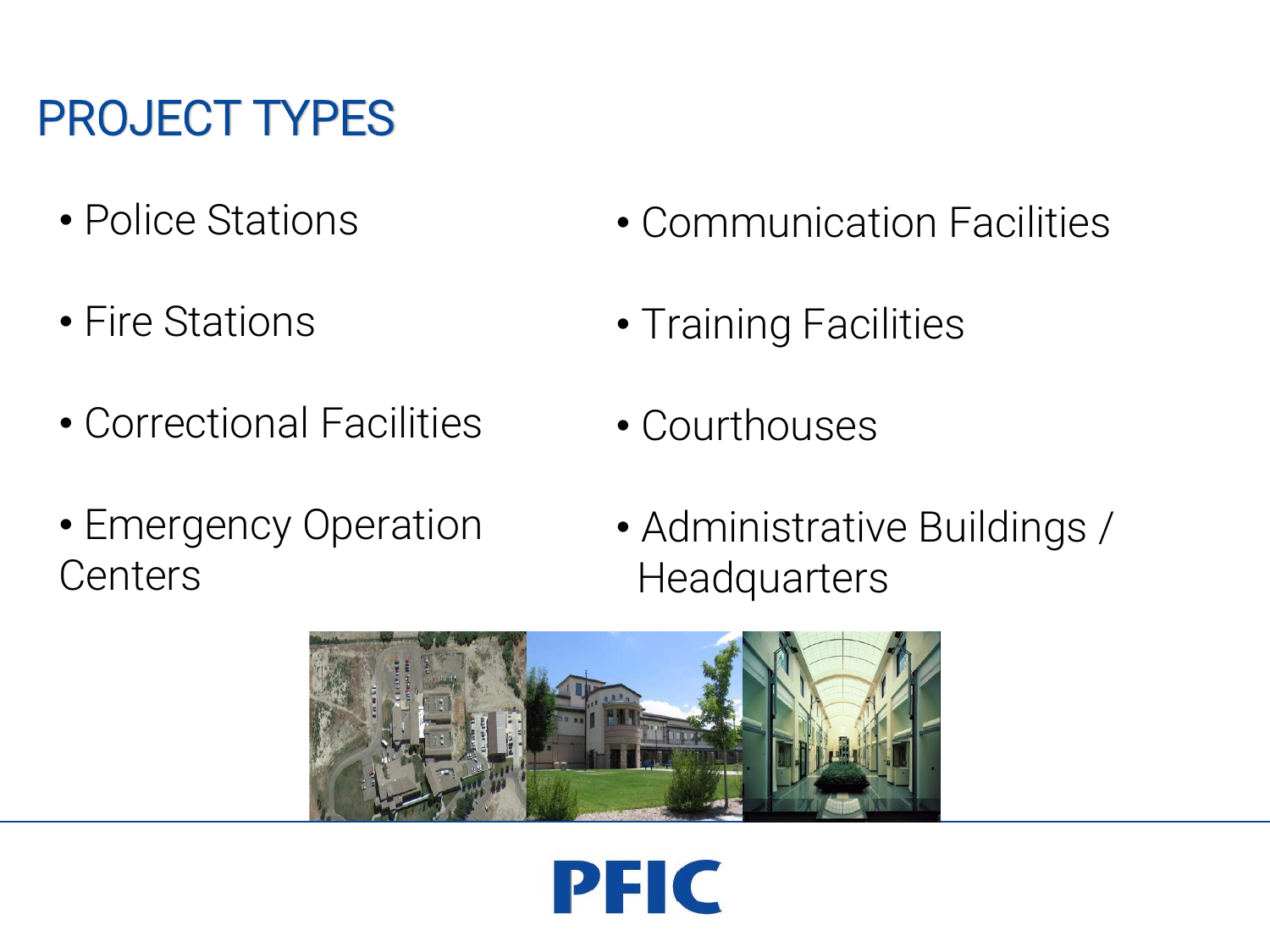# PROJECT TYPES

- Police Stations
- Fire Stations
- Correctional Facilities
- Emergency Operation Centers
- Communication Facilities
- Training Facilities
- Courthouses
- Administrative Buildings / Headquarters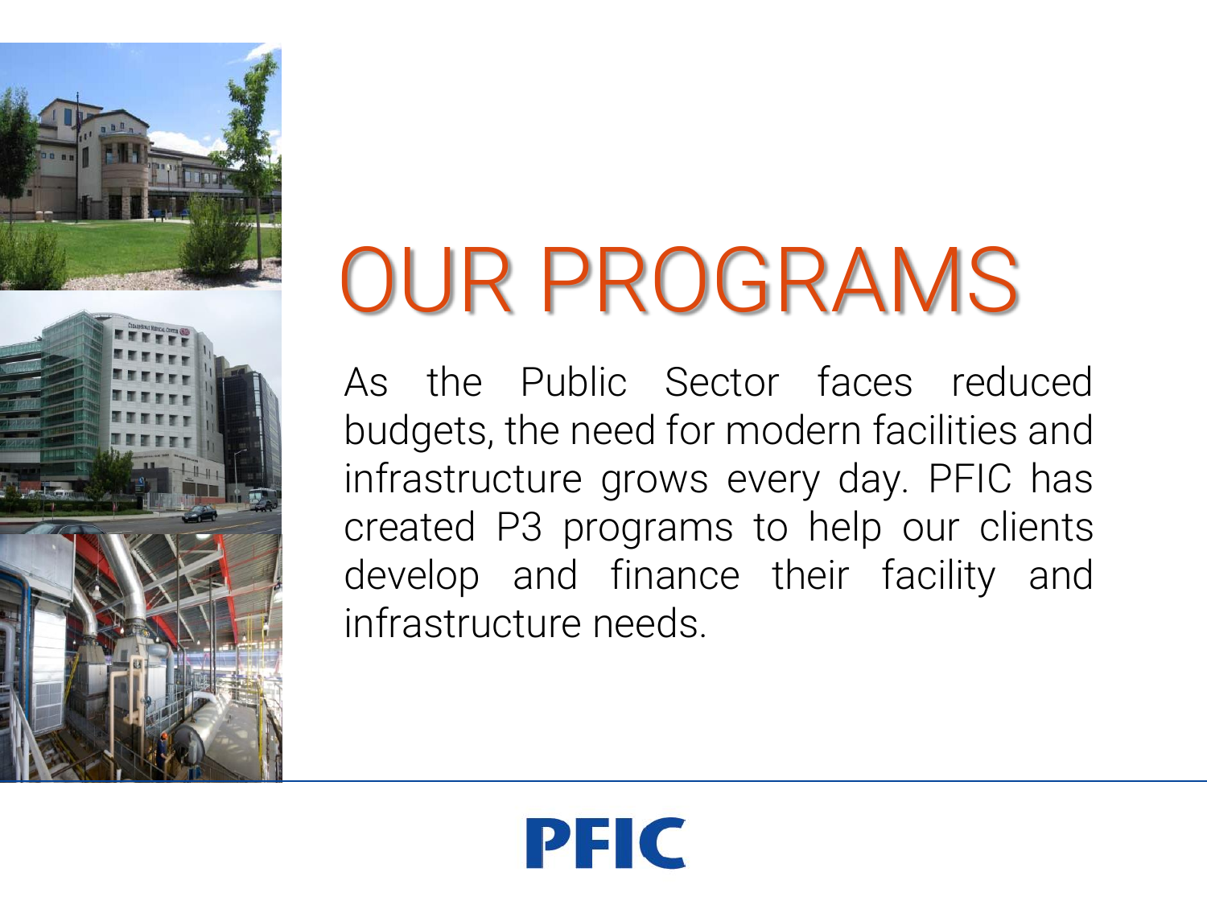# OUR PROGRAMS

As the Public Sector faces reduced budgets, the need for modern facilities and infrastructure grows every day. PFIC has created P3 programs to help our clients develop and finance their facility and infrastructure needs.

PFIC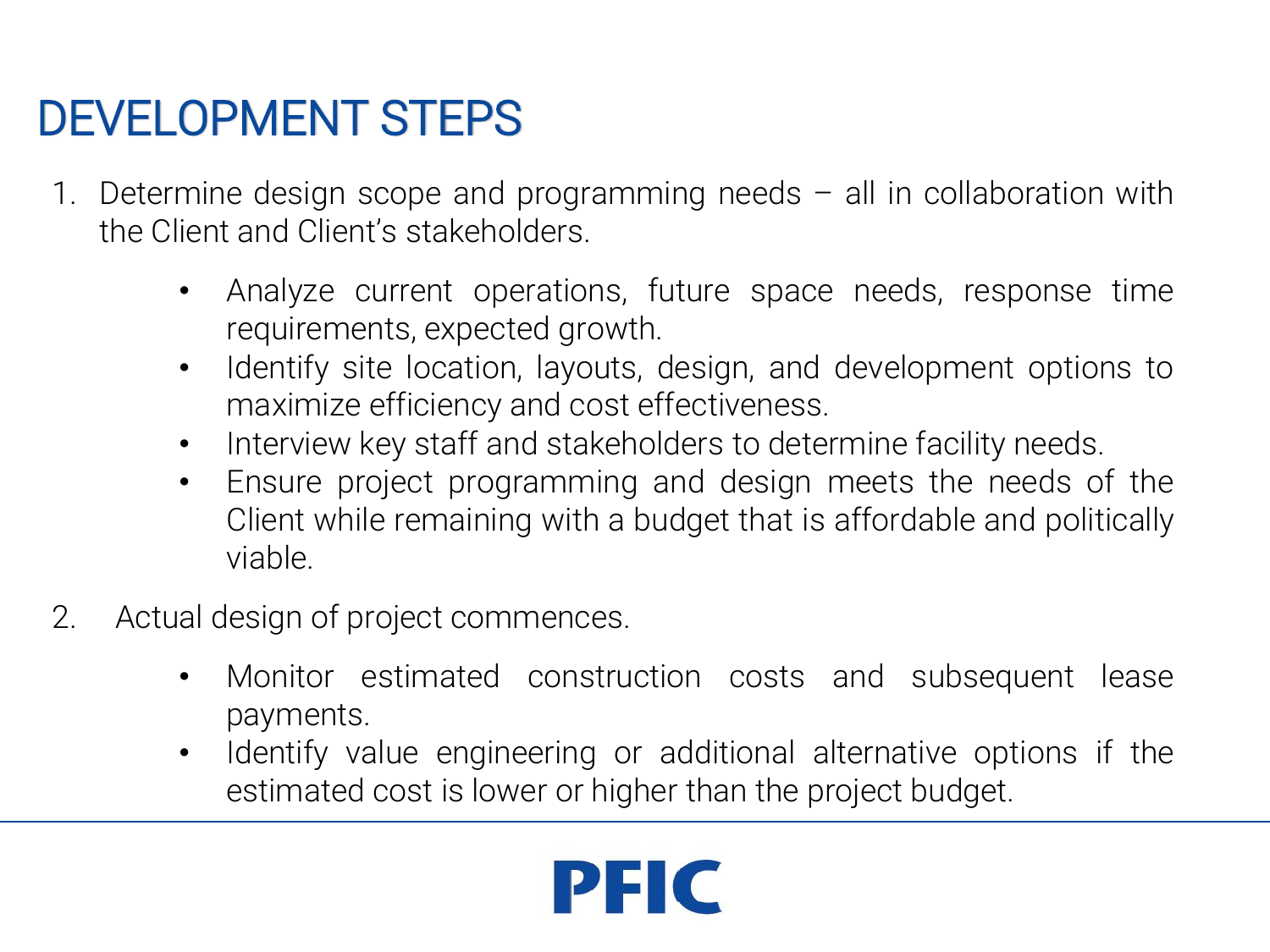# DEVELOPMENT STEPS

1. Determine design scope and programming needs – all in collaboration with the Client and Client's stakeholders.

    - Analyze current operations, future space needs, response time requirements, expected growth.
    - Identify site location, layouts, design, and development options to maximize efficiency and cost effectiveness.
    - Interview key staff and stakeholders to determine facility needs.
    - Ensure project programming and design meets the needs of the Client while remaining with a budget that is affordable and politically viable.

2. Actual design of project commences.

    - Monitor estimated construction costs and subsequent lease payments.
    - Identify value engineering or additional alternative options if the estimated cost is lower or higher than the project budget.

PFIC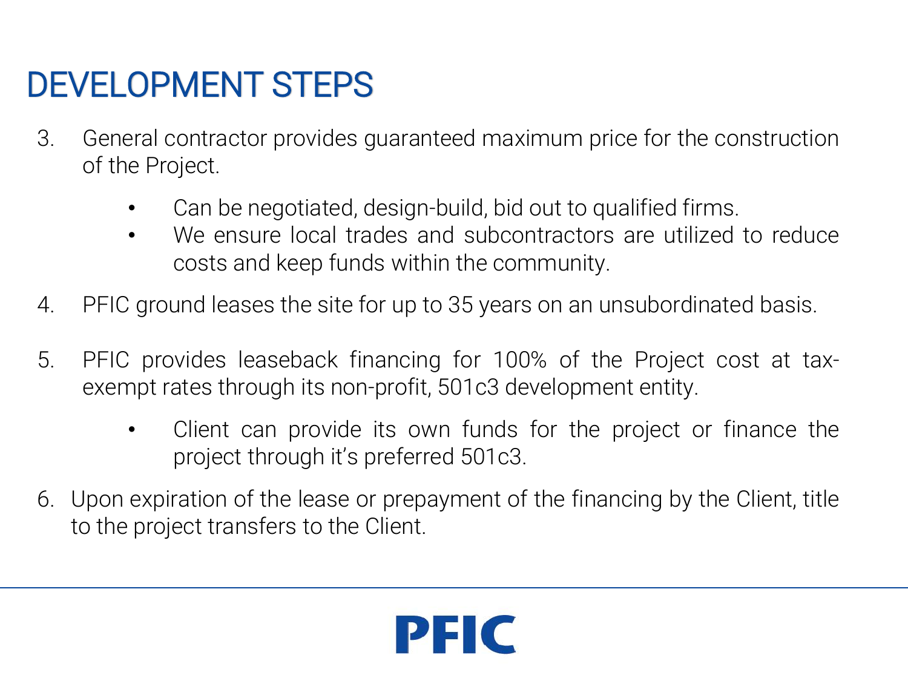# DEVELOPMENT STEPS

3. General contractor provides guaranteed maximum price for the construction of the Project.
   - Can be negotiated, design-build, bid out to qualified firms.
   - We ensure local trades and subcontractors are utilized to reduce costs and keep funds within the community.
4. PFIC ground leases the site for up to 35 years on an unsubordinated basis.
5. PFIC provides leaseback financing for 100% of the Project cost at tax-exempt rates through its non-profit, 501c3 development entity.
   - Client can provide its own funds for the project or finance the project through it's preferred 501c3.
6. Upon expiration of the lease or prepayment of the financing by the Client, title to the project transfers to the Client.

PFIC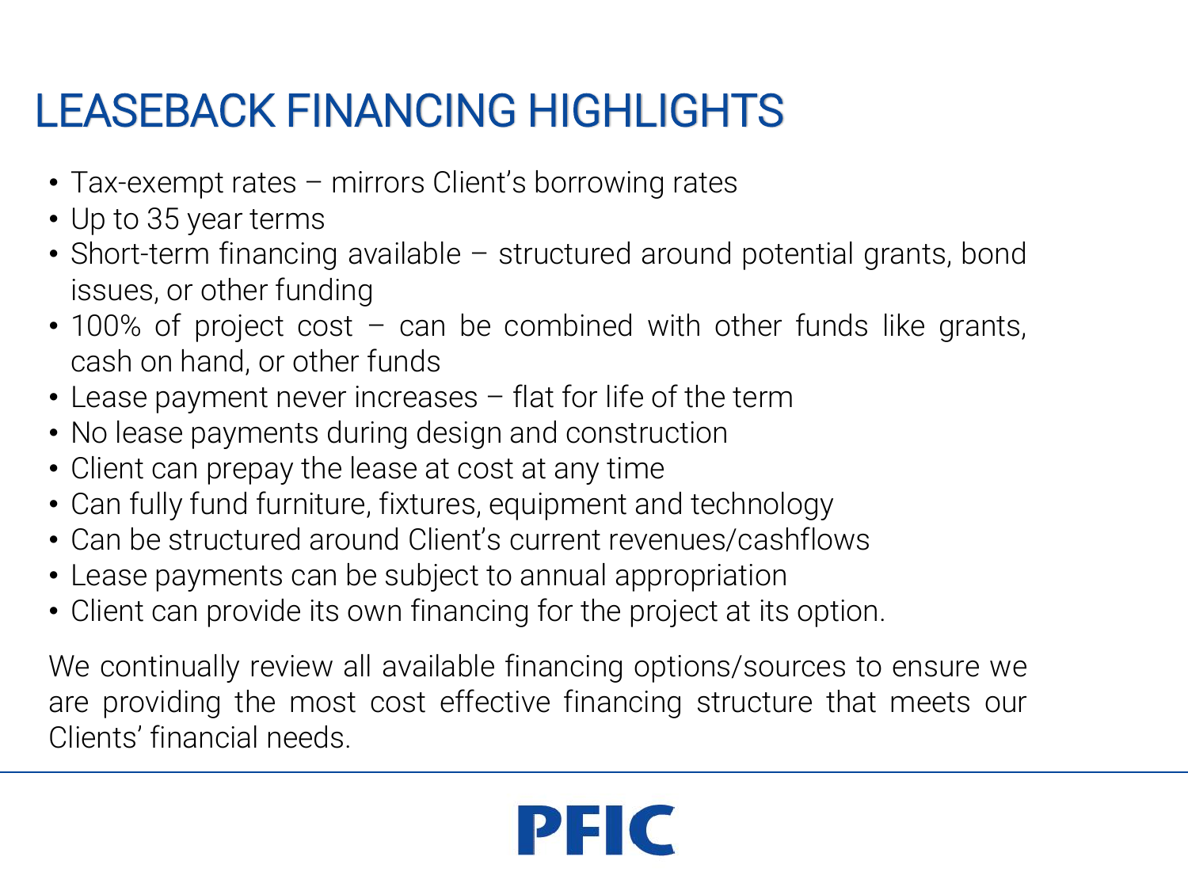# LEASEBACK FINANCING HIGHLIGHTS

- Tax-exempt rates – mirrors Client's borrowing rates
- Up to 35 year terms
- Short-term financing available – structured around potential grants, bond issues, or other funding
- 100% of project cost – can be combined with other funds like grants, cash on hand, or other funds
- Lease payment never increases – flat for life of the term
- No lease payments during design and construction
- Client can prepay the lease at cost at any time
- Can fully fund furniture, fixtures, equipment and technology
- Can be structured around Client's current revenues/cashflows
- Lease payments can be subject to annual appropriation
- Client can provide its own financing for the project at its option.

We continually review all available financing options/sources to ensure we are providing the most cost effective financing structure that meets our Clients' financial needs.

PFIC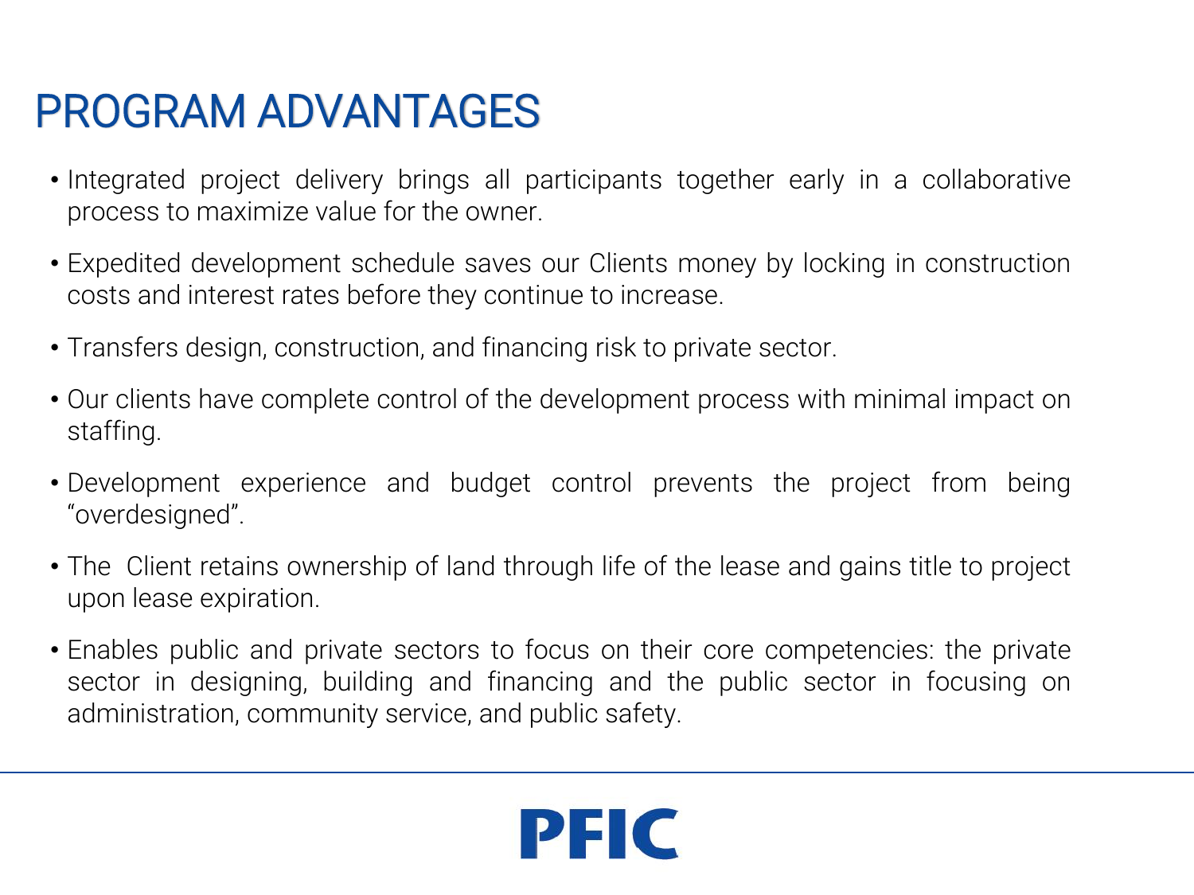# PROGRAM ADVANTAGES

- Integrated project delivery brings all participants together early in a collaborative process to maximize value for the owner.
- Expedited development schedule saves our Clients money by locking in construction costs and interest rates before they continue to increase.
- Transfers design, construction, and financing risk to private sector.
- Our clients have complete control of the development process with minimal impact on staffing.
- Development experience and budget control prevents the project from being "overdesigned".
- The Client retains ownership of land through life of the lease and gains title to project upon lease expiration.
- Enables public and private sectors to focus on their core competencies: the private sector in designing, building and financing and the public sector in focusing on administration, community service, and public safety.

PFIC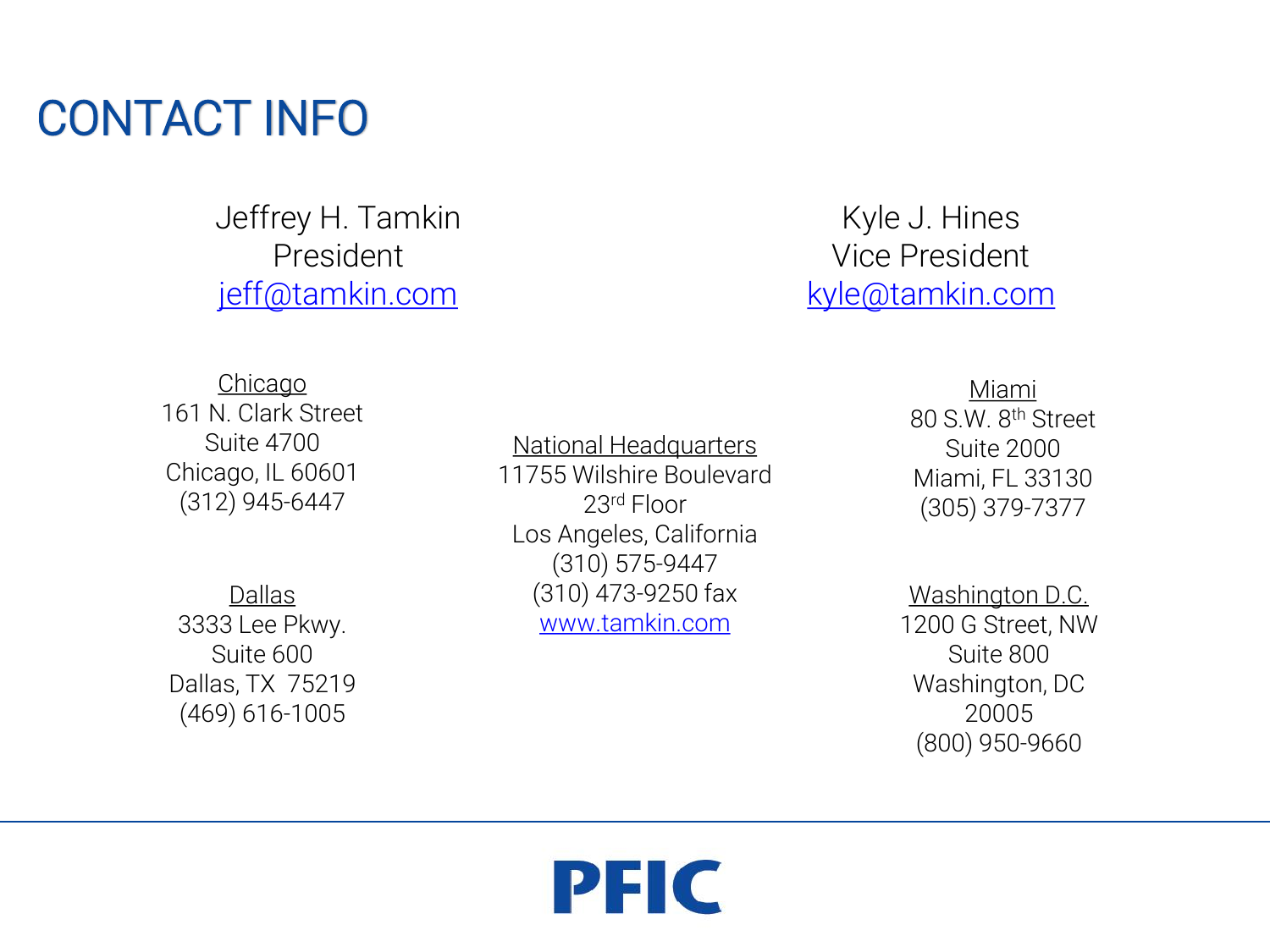# CONTACT INFO

Jeffrey H. Tamkin
President
jeff@tamkin.com

Kyle J. Hines
Vice President
kyle@tamkin.com

Chicago
161 N. Clark Street
Suite 4700
Chicago, IL 60601
(312) 945-6447

Dallas
3333 Lee Pkwy.
Suite 600
Dallas, TX 75219
(469) 616-1005

National Headquarters
11755 Wilshire Boulevard
23rd Floor
Los Angeles, California
(310) 575-9447
(310) 473-9250 fax
www.tamkin.com

Miami
80 S.W. 8th Street
Suite 2000
Miami, FL 33130
(305) 379-7377

Washington D.C.
1200 G Street, NW
Suite 800
Washington, DC
20005
(800) 950-9660

PFIC